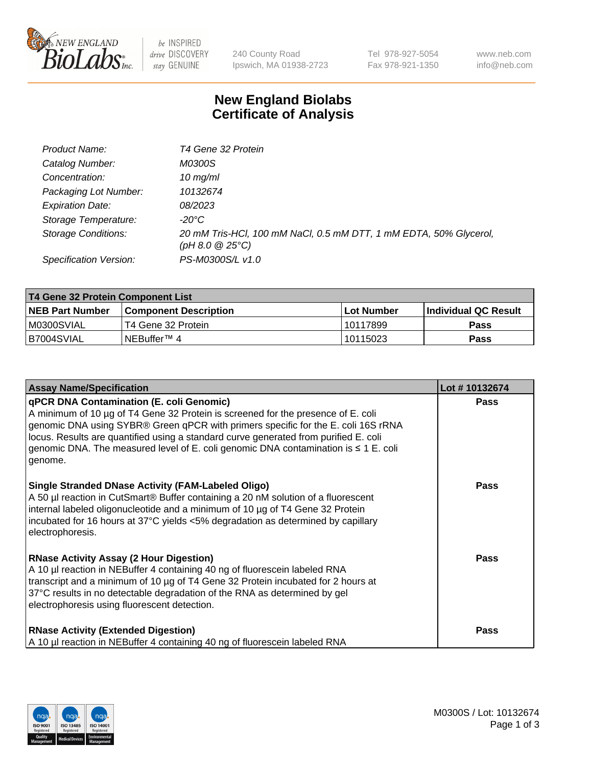# New England Biolabs Certificate of Analysis

| | |
|---|---|
| *Product Name:* | *T4 Gene 32 Protein* |
| *Catalog Number:* | *M0300S* |
| *Concentration:* | *10 mg/ml* |
| *Packaging Lot Number:* | *10132674* |
| *Expiration Date:* | *08/2023* |
| *Storage Temperature:* | *-20°C* |
| *Storage Conditions:* | *20 mM Tris-HCl, 100 mM NaCl, 0.5 mM DTT, 1 mM EDTA, 50% Glycerol, (pH 8.0 @ 25°C)* |
| *Specification Version:* | *PS-M0300S/L v1.0* |

| T4 Gene 32 Protein Component List | | | |
|---|---|---|---|
| **NEB Part Number** | **Component Description** | **Lot Number** | **Individual QC Result** |
| M0300SVIAL | T4 Gene 32 Protein | 10117899 | **Pass** |
| B7004SVIAL | NEBuffer™ 4 | 10115023 | **Pass** |

| Assay Name/Specification | Lot # 10132674 |
|---|---|
| **qPCR DNA Contamination (E. coli Genomic)**<br>A minimum of 10 µg of T4 Gene 32 Protein is screened for the presence of E. coli genomic DNA using SYBR® Green qPCR with primers specific for the E. coli 16S rRNA locus. Results are quantified using a standard curve generated from purified E. coli genomic DNA. The measured level of E. coli genomic DNA contamination is ≤ 1 E. coli genome. | **Pass** |
| **Single Stranded DNase Activity (FAM-Labeled Oligo)**<br>A 50 µl reaction in CutSmart® Buffer containing a 20 nM solution of a fluorescent internal labeled oligonucleotide and a minimum of 10 µg of T4 Gene 32 Protein incubated for 16 hours at 37°C yields <5% degradation as determined by capillary electrophoresis. | **Pass** |
| **RNase Activity Assay (2 Hour Digestion)**<br>A 10 µl reaction in NEBuffer 4 containing 40 ng of fluorescein labeled RNA transcript and a minimum of 10 µg of T4 Gene 32 Protein incubated for 2 hours at 37°C results in no detectable degradation of the RNA as determined by gel electrophoresis using fluorescent detection. | **Pass** |
| **RNase Activity (Extended Digestion)**<br>A 10 µl reaction in NEBuffer 4 containing 40 ng of fluorescein labeled RNA | **Pass** |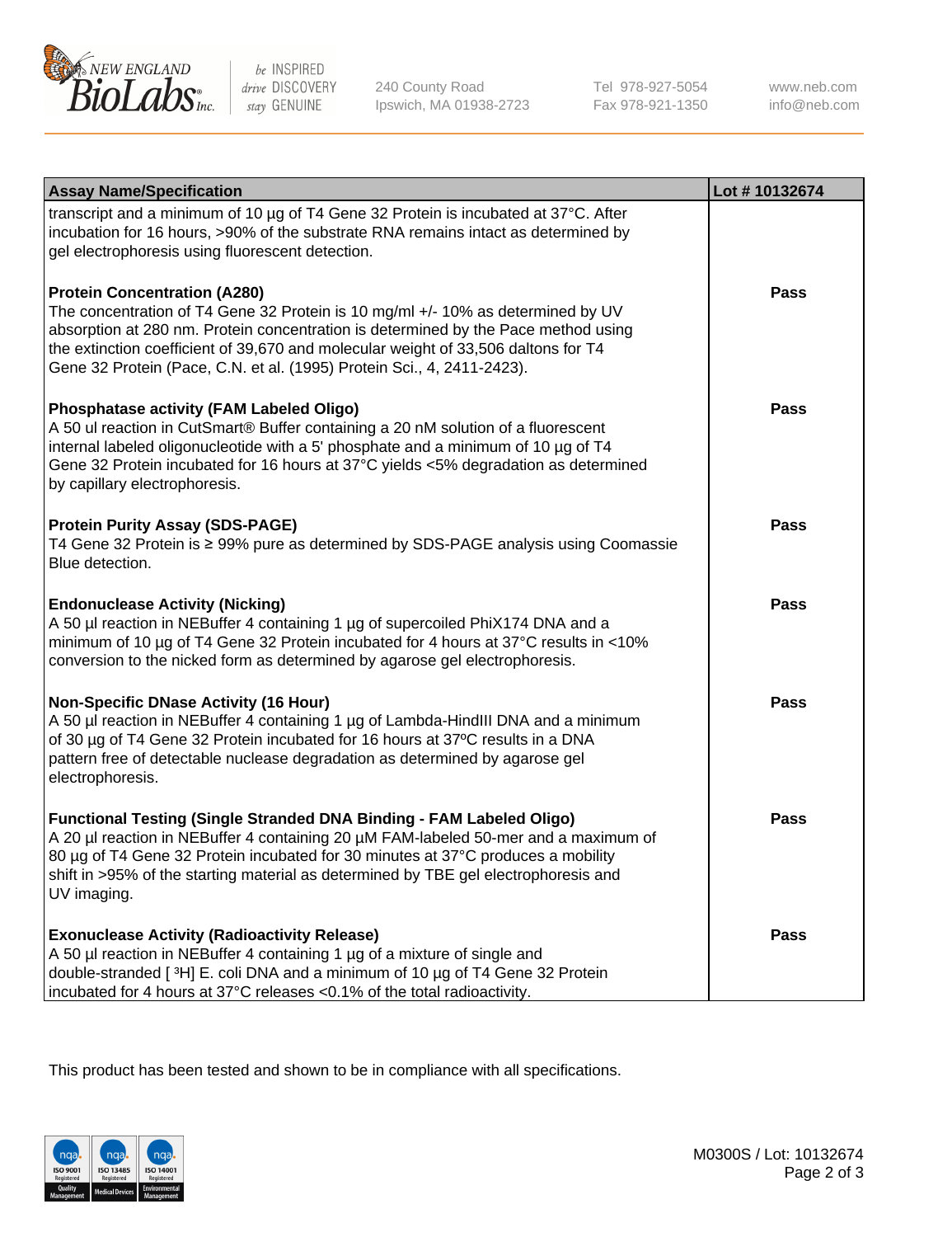| Assay Name/Specification | Lot # 10132674 |
|---|---|
| transcript and a minimum of 10 µg of T4 Gene 32 Protein is incubated at 37°C. After incubation for 16 hours, >90% of the substrate RNA remains intact as determined by gel electrophoresis using fluorescent detection. | |
| **Protein Concentration (A280)**<br>The concentration of T4 Gene 32 Protein is 10 mg/ml +/- 10% as determined by UV absorption at 280 nm. Protein concentration is determined by the Pace method using the extinction coefficient of 39,670 and molecular weight of 33,506 daltons for T4 Gene 32 Protein (Pace, C.N. et al. (1995) Protein Sci., 4, 2411-2423). | **Pass** |
| **Phosphatase activity (FAM Labeled Oligo)**<br>A 50 ul reaction in CutSmart® Buffer containing a 20 nM solution of a fluorescent internal labeled oligonucleotide with a 5' phosphate and a minimum of 10 µg of T4 Gene 32 Protein incubated for 16 hours at 37°C yields <5% degradation as determined by capillary electrophoresis. | **Pass** |
| **Protein Purity Assay (SDS-PAGE)**<br>T4 Gene 32 Protein is ≥ 99% pure as determined by SDS-PAGE analysis using Coomassie Blue detection. | **Pass** |
| **Endonuclease Activity (Nicking)**<br>A 50 µl reaction in NEBuffer 4 containing 1 µg of supercoiled PhiX174 DNA and a minimum of 10 µg of T4 Gene 32 Protein incubated for 4 hours at 37°C results in <10% conversion to the nicked form as determined by agarose gel electrophoresis. | **Pass** |
| **Non-Specific DNase Activity (16 Hour)**<br>A 50 µl reaction in NEBuffer 4 containing 1 µg of Lambda-HindIII DNA and a minimum of 30 µg of T4 Gene 32 Protein incubated for 16 hours at 37ºC results in a DNA pattern free of detectable nuclease degradation as determined by agarose gel electrophoresis. | **Pass** |
| **Functional Testing (Single Stranded DNA Binding - FAM Labeled Oligo)**<br>A 20 µl reaction in NEBuffer 4 containing 20 µM FAM-labeled 50-mer and a maximum of 80 µg of T4 Gene 32 Protein incubated for 30 minutes at 37°C produces a mobility shift in >95% of the starting material as determined by TBE gel electrophoresis and UV imaging. | **Pass** |
| **Exonuclease Activity (Radioactivity Release)**<br>A 50 µl reaction in NEBuffer 4 containing 1 µg of a mixture of single and double-stranded [ $^3$H] E. coli DNA and a minimum of 10 µg of T4 Gene 32 Protein incubated for 4 hours at 37°C releases <0.1% of the total radioactivity. | **Pass** |

This product has been tested and shown to be in compliance with all specifications.

M0300S / Lot: 10132674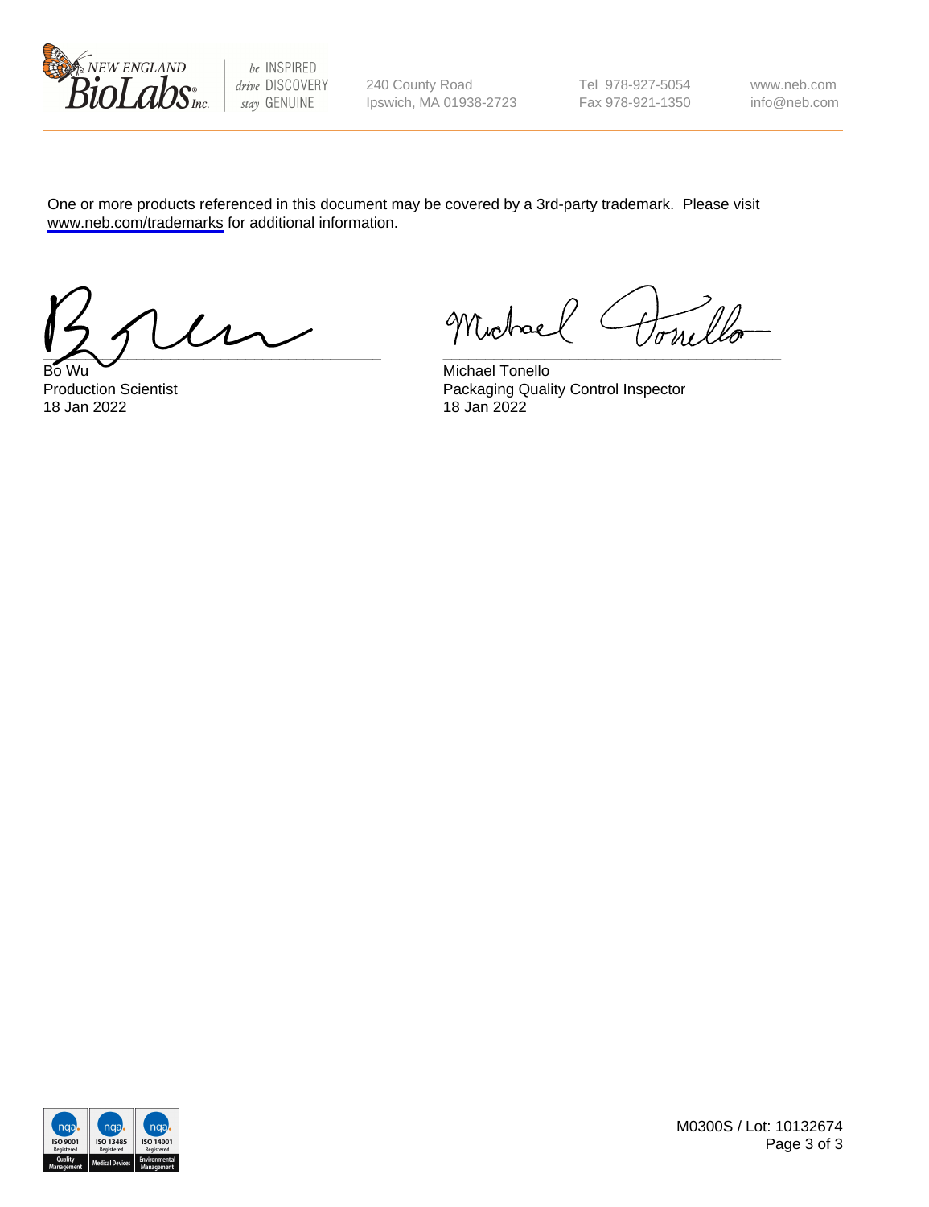One or more products referenced in this document may be covered by a 3rd-party trademark. Please visit www.neb.com/trademarks for additional information.

Bo Wu
Production Scientist
18 Jan 2022

Michael Tonello
Packaging Quality Control Inspector
18 Jan 2022

M0300S / Lot: 10132674